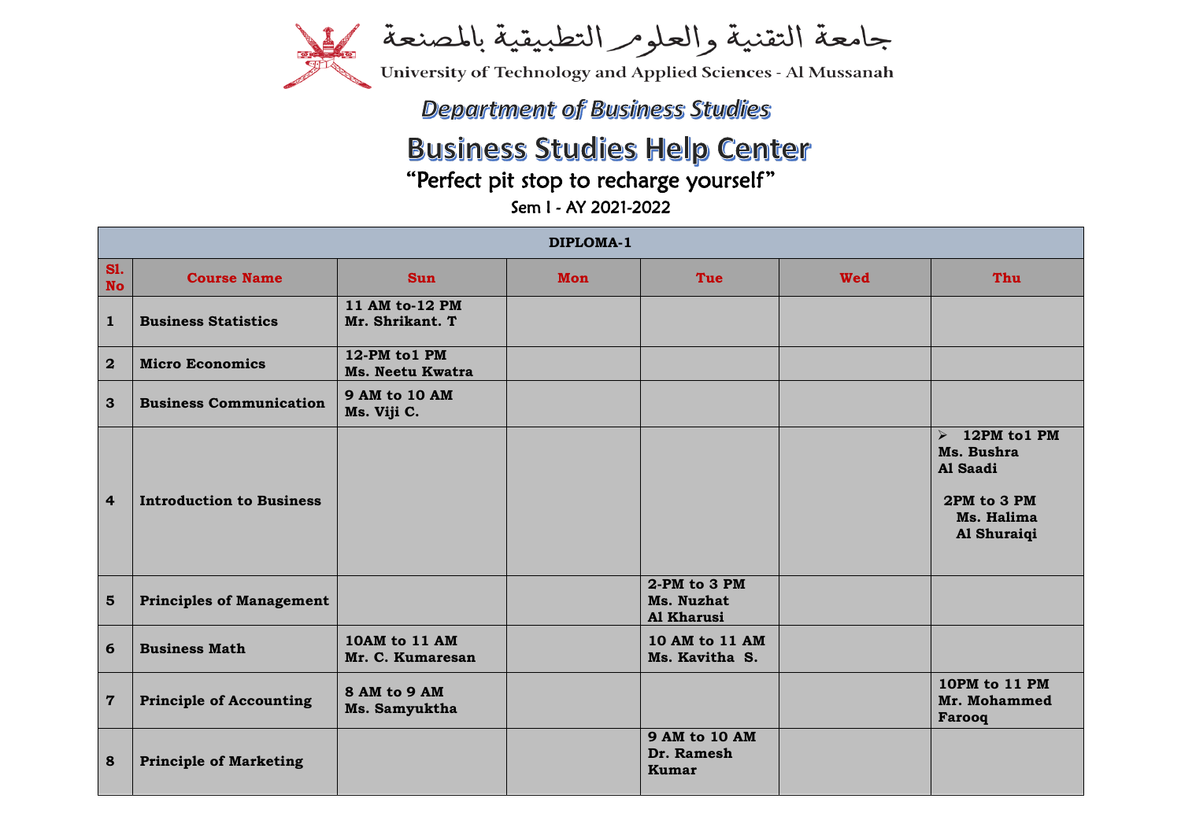جامعة التقنية والعلوم التطبيقية بالمصنعة

University of Technology and Applied Sciences - Al Mussanah

## *Department of Business Studies*

# Business Studies Help Center

"Perfect pit stop to recharge yourself"

Sem I - AY 2021-2022

| **DIPLOMA-1** | | | | | | | |
|---|---|---|---|---|---|---|---|
| **Sl. No** | **Course Name** | **Sun** | **Mon** | **Tue** | **Wed** | **Thu** |
| **1** | **Business Statistics** | **11 AM to-12 PM Mr. Shrikant. T** | | | | |
| **2** | **Micro Economics** | **12-PM to1 PM Ms. Neetu Kwatra** | | | | |
| **3** | **Business Communication** | **9 AM to 10 AM Ms. Viji C.** | | | | |
| **4** | **Introduction to Business** | | | | | **➢ 12PM to1 PM Ms. Bushra Al Saadi<br><br>2PM to 3 PM Ms. Halima Al Shuraiqi** |
| **5** | **Principles of Management** | | | **2-PM to 3 PM Ms. Nuzhat Al Kharusi** | | |
| **6** | **Business Math** | **10AM to 11 AM Mr. C. Kumaresan** | | **10 AM to 11 AM Ms. Kavitha S.** | | |
| **7** | **Principle of Accounting** | **8 AM to 9 AM Ms. Samyuktha** | | | | **10PM to 11 PM Mr. Mohammed Farooq** |
| **8** | **Principle of Marketing** | | | **9 AM to 10 AM Dr. Ramesh Kumar** | | |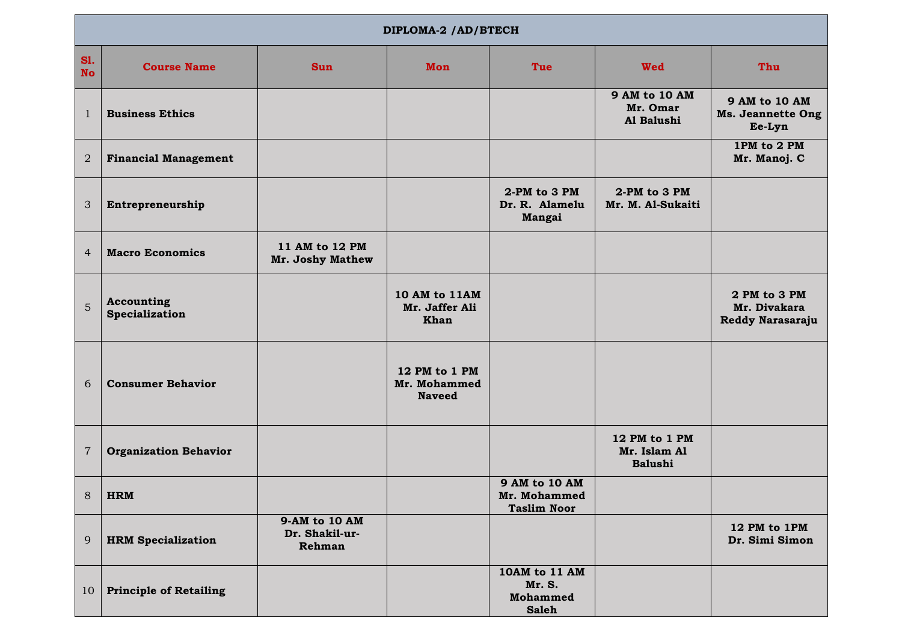| DIPLOMA-2 /AD/BTECH | | | | | | |
|---|---|---|---|---|---|---|
| **Sl. No** | **Course Name** | **Sun** | **Mon** | **Tue** | **Wed** | **Thu** |
| 1 | **Business Ethics** | | | | **9 AM to 10 AM Mr. Omar Al Balushi** | **9 AM to 10 AM Ms. Jeannette Ong Ee-Lyn** |
| 2 | **Financial Management** | | | | | **1PM to 2 PM Mr. Manoj. C** |
| 3 | **Entrepreneurship** | | | **2-PM to 3 PM Dr. R. Alamelu Mangai** | **2-PM to 3 PM Mr. M. Al-Sukaiti** | |
| 4 | **Macro Economics** | **11 AM to 12 PM Mr. Joshy Mathew** | | | | |
| 5 | **Accounting Specialization** | | **10 AM to 11AM Mr. Jaffer Ali Khan** | | | **2 PM to 3 PM Mr. Divakara Reddy Narasaraju** |
| 6 | **Consumer Behavior** | | **12 PM to 1 PM Mr. Mohammed Naveed** | | | |
| 7 | **Organization Behavior** | | | | **12 PM to 1 PM Mr. Islam Al Balushi** | |
| 8 | **HRM** | | | **9 AM to 10 AM Mr. Mohammed Taslim Noor** | | |
| 9 | **HRM Specialization** | **9-AM to 10 AM Dr. Shakil-ur-Rehman** | | | | **12 PM to 1PM Dr. Simi Simon** |
| 10 | **Principle of Retailing** | | | **10AM to 11 AM Mr. S. Mohammed Saleh** | | |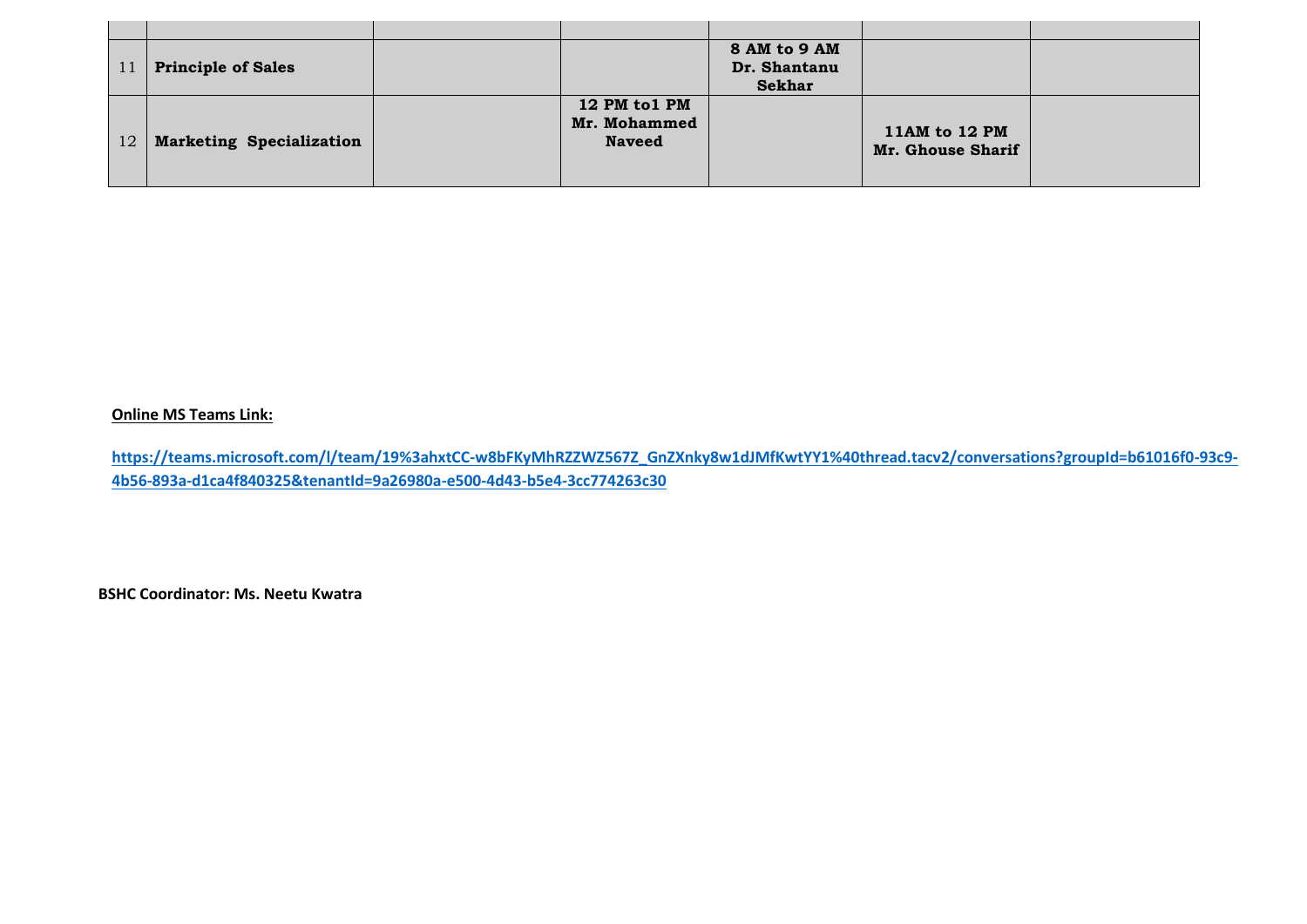| | | | | | | |
|---|---|---|---|---|---|---|
| | | | | | | |
| 11 | **Principle of Sales** | | | **8 AM to 9 AM Dr. Shantanu Sekhar** | | |
| 12 | **Marketing Specialization** | | **12 PM to1 PM Mr. Mohammed Naveed** | | **11AM to 12 PM Mr. Ghouse Sharif** | |

**Online MS Teams Link:**

https://teams.microsoft.com/l/team/19%3ahxtCC-w8bFKyMhRZZWZ567Z_GnZXnky8w1dJMfKwtYY1%40thread.tacv2/conversations?groupId=b61016f0-93c9-4b56-893a-d1ca4f840325&tenantId=9a26980a-e500-4d43-b5e4-3cc774263c30

**BSHC Coordinator: Ms. Neetu Kwatra**